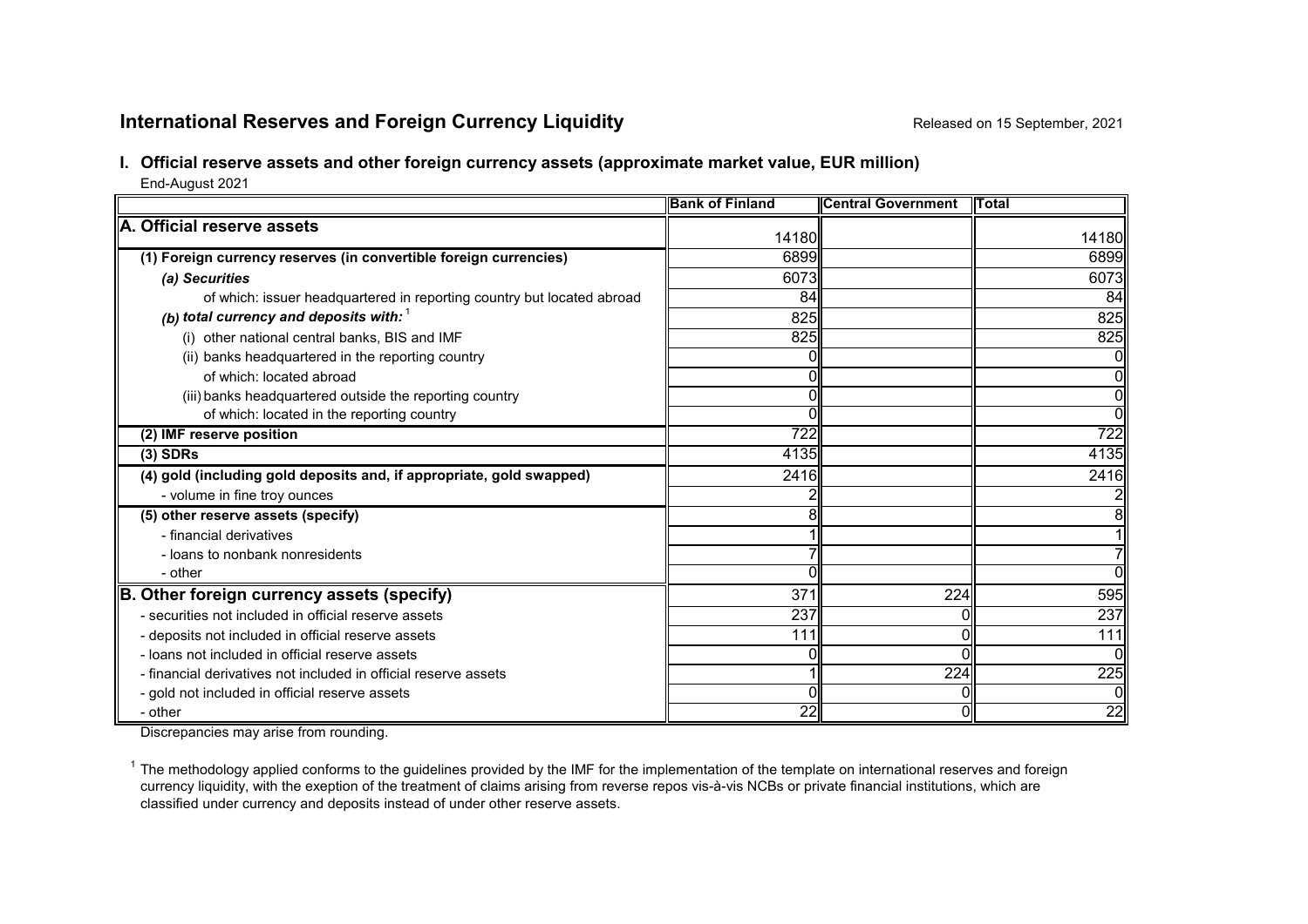# International Reserves and Foreign Currency Liquidity

Released on 15 September, 2021

## I. Official reserve assets and other foreign currency assets (approximate market value, EUR million)

End-August 2021

| | Bank of Finland | Central Government | Total |
|---|---|---|---|
| **A. Official reserve assets** | 14180 | | 14180 |
| **(1) Foreign currency reserves (in convertible foreign currencies)** | 6899 | | 6899 |
| ***(a) Securities*** | 6073 | | 6073 |
| of which: issuer headquartered in reporting country but located abroad | 84 | | 84 |
| ***(b) total currency and deposits with:*** [1] | 825 | | 825 |
| (i) other national central banks, BIS and IMF | 825 | | 825 |
| (ii) banks headquartered in the reporting country | 0 | | 0 |
| of which: located abroad | 0 | | 0 |
| (iii) banks headquartered outside the reporting country | 0 | | 0 |
| of which: located in the reporting country | 0 | | 0 |
| **(2) IMF reserve position** | 722 | | 722 |
| **(3) SDRs** | 4135 | | 4135 |
| **(4) gold (including gold deposits and, if appropriate, gold swapped)** | 2416 | | 2416 |
| - volume in fine troy ounces | 2 | | 2 |
| **(5) other reserve assets (specify)** | 8 | | 8 |
| - financial derivatives | 1 | | 1 |
| - loans to nonbank nonresidents | 7 | | 7 |
| - other | 0 | | 0 |
| **B. Other foreign currency assets (specify)** | 371 | 224 | 595 |
| - securities not included in official reserve assets | 237 | 0 | 237 |
| - deposits not included in official reserve assets | 111 | 0 | 111 |
| - loans not included in official reserve assets | 0 | 0 | 0 |
| - financial derivatives not included in official reserve assets | 1 | 224 | 225 |
| - gold not included in official reserve assets | 0 | 0 | 0 |
| - other | 22 | 0 | 22 |

Discrepancies may arise from rounding.

[1] The methodology applied conforms to the guidelines provided by the IMF for the implementation of the template on international reserves and foreign currency liquidity, with the exeption of the treatment of claims arising from reverse repos vis-à-vis NCBs or private financial institutions, which are classified under currency and deposits instead of under other reserve assets.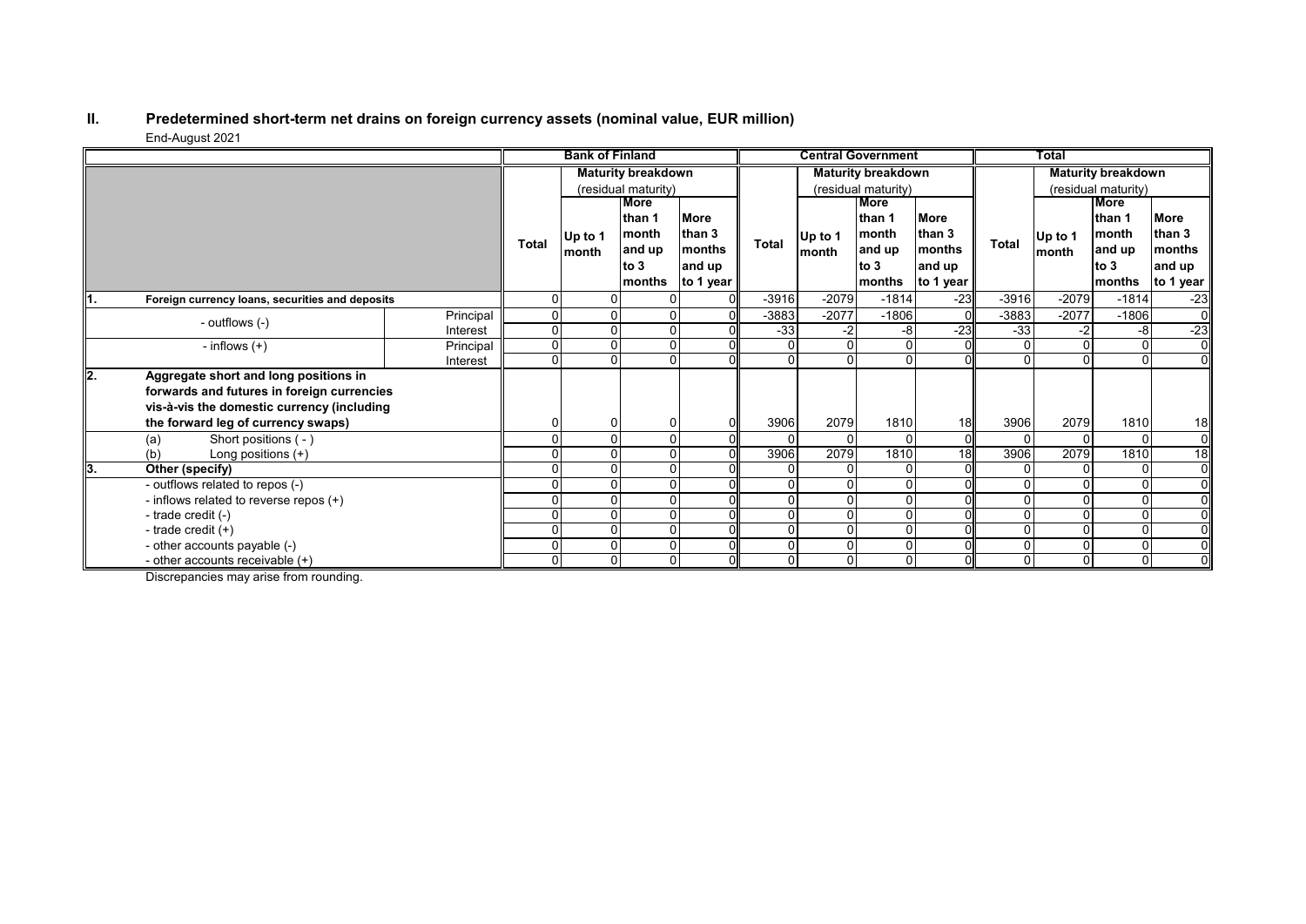## II. Predetermined short-term net drains on foreign currency assets (nominal value, EUR million)

End-August 2021

| | | Bank of Finland | | | | Central Government | | | | Total | | | |
|---|---|---|---|---|---|---|---|---|---|---|---|---|---|
| | | | Maturity breakdown (residual maturity) | | | | Maturity breakdown (residual maturity) | | | | Maturity breakdown (residual maturity) | | |
| | | Total | Up to 1 month | More than 1 month and up to 3 months | More than 3 months and up to 1 year | Total | Up to 1 month | More than 1 month and up to 3 months | More than 3 months and up to 1 year | Total | Up to 1 month | More than 1 month and up to 3 months | More than 3 months and up to 1 year |
| **1. Foreign currency loans, securities and deposits** | | 0 | 0 | 0 | 0 | -3916 | -2079 | -1814 | -23 | -3916 | -2079 | -1814 | -23 |
| - outflows (-) | Principal | 0 | 0 | 0 | 0 | -3883 | -2077 | -1806 | 0 | -3883 | -2077 | -1806 | 0 |
| | Interest | 0 | 0 | 0 | 0 | -33 | -2 | -8 | -23 | -33 | -2 | -8 | -23 |
| - inflows (+) | Principal | 0 | 0 | 0 | 0 | 0 | 0 | 0 | 0 | 0 | 0 | 0 | 0 |
| | Interest | 0 | 0 | 0 | 0 | 0 | 0 | 0 | 0 | 0 | 0 | 0 | 0 |
| **2. Aggregate short and long positions in forwards and futures in foreign currencies vis-à-vis the domestic currency (including the forward leg of currency swaps)** | | 0 | 0 | 0 | 0 | 3906 | 2079 | 1810 | 18 | 3906 | 2079 | 1810 | 18 |
| (a) Short positions ( - ) | | 0 | 0 | 0 | 0 | 0 | 0 | 0 | 0 | 0 | 0 | 0 | 0 |
| (b) Long positions (+) | | 0 | 0 | 0 | 0 | 3906 | 2079 | 1810 | 18 | 3906 | 2079 | 1810 | 18 |
| **3. Other (specify)** | | 0 | 0 | 0 | 0 | 0 | 0 | 0 | 0 | 0 | 0 | 0 | 0 |
| - outflows related to repos (-) | | 0 | 0 | 0 | 0 | 0 | 0 | 0 | 0 | 0 | 0 | 0 | 0 |
| - inflows related to reverse repos (+) | | 0 | 0 | 0 | 0 | 0 | 0 | 0 | 0 | 0 | 0 | 0 | 0 |
| - trade credit (-) | | 0 | 0 | 0 | 0 | 0 | 0 | 0 | 0 | 0 | 0 | 0 | 0 |
| - trade credit (+) | | 0 | 0 | 0 | 0 | 0 | 0 | 0 | 0 | 0 | 0 | 0 | 0 |
| - other accounts payable (-) | | 0 | 0 | 0 | 0 | 0 | 0 | 0 | 0 | 0 | 0 | 0 | 0 |
| - other accounts receivable (+) | | 0 | 0 | 0 | 0 | 0 | 0 | 0 | 0 | 0 | 0 | 0 | 0 |

Discrepancies may arise from rounding.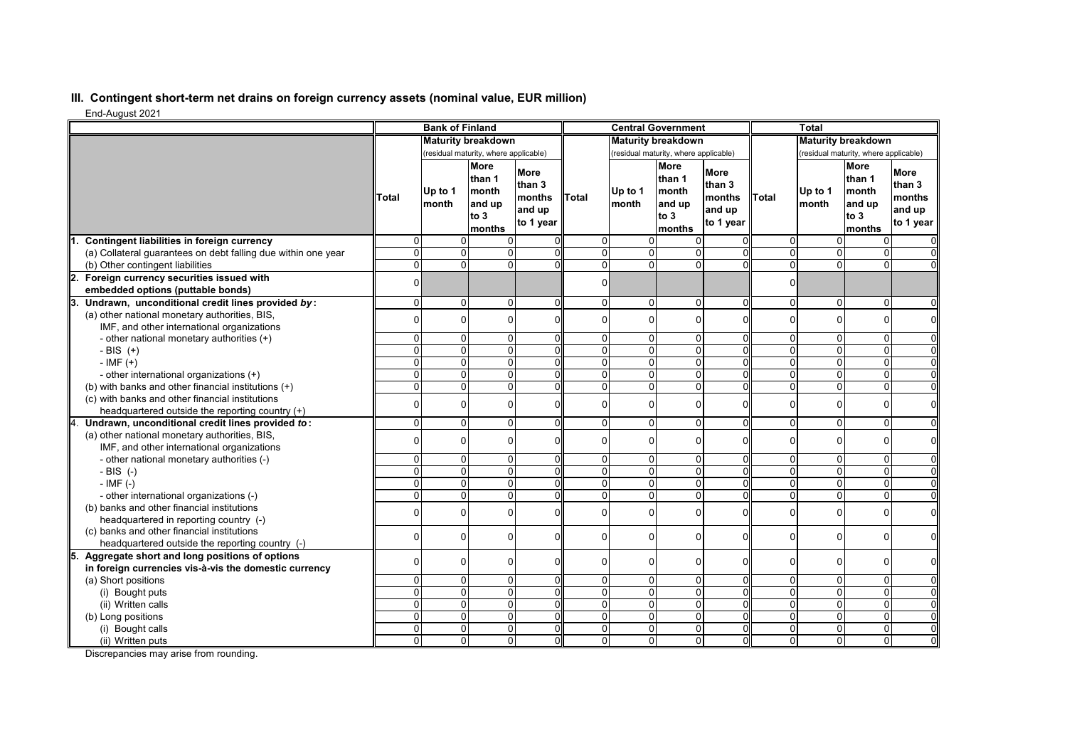## III. Contingent short-term net drains on foreign currency assets (nominal value, EUR million)

End-August 2021

| | Bank of Finland | | | | Central Government | | | | Total | | | |
|---|---|---|---|---|---|---|---|---|---|---|---|---|
| | | Maturity breakdown (residual maturity, where applicable) | | | | Maturity breakdown (residual maturity, where applicable) | | | | Maturity breakdown (residual maturity, where applicable) | | |
| | Total | Up to 1 month | More than 1 month and up to 3 months | More than 3 months and up to 1 year | Total | Up to 1 month | More than 1 month and up to 3 months | More than 3 months and up to 1 year | Total | Up to 1 month | More than 1 month and up to 3 months | More than 3 months and up to 1 year |
| **1. Contingent liabilities in foreign currency** | 0 | 0 | 0 | 0 | 0 | 0 | 0 | 0 | 0 | 0 | 0 | 0 |
| (a) Collateral guarantees on debt falling due within one year | 0 | 0 | 0 | 0 | 0 | 0 | 0 | 0 | 0 | 0 | 0 | 0 |
| (b) Other contingent liabilities | 0 | 0 | 0 | 0 | 0 | 0 | 0 | 0 | 0 | 0 | 0 | 0 |
| **2. Foreign currency securities issued with embedded options (puttable bonds)** | 0 | | | | 0 | | | | 0 | | | |
| **3. Undrawn, unconditional credit lines provided *by*:** | 0 | 0 | 0 | 0 | 0 | 0 | 0 | 0 | 0 | 0 | 0 | 0 |
| (a) other national monetary authorities, BIS, IMF, and other international organizations | 0 | 0 | 0 | 0 | 0 | 0 | 0 | 0 | 0 | 0 | 0 | 0 |
| - other national monetary authorities (+) | 0 | 0 | 0 | 0 | 0 | 0 | 0 | 0 | 0 | 0 | 0 | 0 |
| - BIS (+) | 0 | 0 | 0 | 0 | 0 | 0 | 0 | 0 | 0 | 0 | 0 | 0 |
| - IMF (+) | 0 | 0 | 0 | 0 | 0 | 0 | 0 | 0 | 0 | 0 | 0 | 0 |
| - other international organizations (+) | 0 | 0 | 0 | 0 | 0 | 0 | 0 | 0 | 0 | 0 | 0 | 0 |
| (b) with banks and other financial institutions (+) | 0 | 0 | 0 | 0 | 0 | 0 | 0 | 0 | 0 | 0 | 0 | 0 |
| (c) with banks and other financial institutions headquartered outside the reporting country (+) | 0 | 0 | 0 | 0 | 0 | 0 | 0 | 0 | 0 | 0 | 0 | 0 |
| **4. Undrawn, unconditional credit lines provided *to*:** | 0 | 0 | 0 | 0 | 0 | 0 | 0 | 0 | 0 | 0 | 0 | 0 |
| (a) other national monetary authorities, BIS, IMF, and other international organizations | 0 | 0 | 0 | 0 | 0 | 0 | 0 | 0 | 0 | 0 | 0 | 0 |
| - other national monetary authorities (-) | 0 | 0 | 0 | 0 | 0 | 0 | 0 | 0 | 0 | 0 | 0 | 0 |
| - BIS (-) | 0 | 0 | 0 | 0 | 0 | 0 | 0 | 0 | 0 | 0 | 0 | 0 |
| - IMF (-) | 0 | 0 | 0 | 0 | 0 | 0 | 0 | 0 | 0 | 0 | 0 | 0 |
| - other international organizations (-) | 0 | 0 | 0 | 0 | 0 | 0 | 0 | 0 | 0 | 0 | 0 | 0 |
| (b) banks and other financial institutions headquartered in reporting country (-) | 0 | 0 | 0 | 0 | 0 | 0 | 0 | 0 | 0 | 0 | 0 | 0 |
| (c) banks and other financial institutions headquartered outside the reporting country (-) | 0 | 0 | 0 | 0 | 0 | 0 | 0 | 0 | 0 | 0 | 0 | 0 |
| **5. Aggregate short and long positions of options in foreign currencies vis-à-vis the domestic currency** | 0 | 0 | 0 | 0 | 0 | 0 | 0 | 0 | 0 | 0 | 0 | 0 |
| (a) Short positions | 0 | 0 | 0 | 0 | 0 | 0 | 0 | 0 | 0 | 0 | 0 | 0 |
| (i) Bought puts | 0 | 0 | 0 | 0 | 0 | 0 | 0 | 0 | 0 | 0 | 0 | 0 |
| (ii) Written calls | 0 | 0 | 0 | 0 | 0 | 0 | 0 | 0 | 0 | 0 | 0 | 0 |
| (b) Long positions | 0 | 0 | 0 | 0 | 0 | 0 | 0 | 0 | 0 | 0 | 0 | 0 |
| (i) Bought calls | 0 | 0 | 0 | 0 | 0 | 0 | 0 | 0 | 0 | 0 | 0 | 0 |
| (ii) Written puts | 0 | 0 | 0 | 0 | 0 | 0 | 0 | 0 | 0 | 0 | 0 | 0 |

Discrepancies may arise from rounding.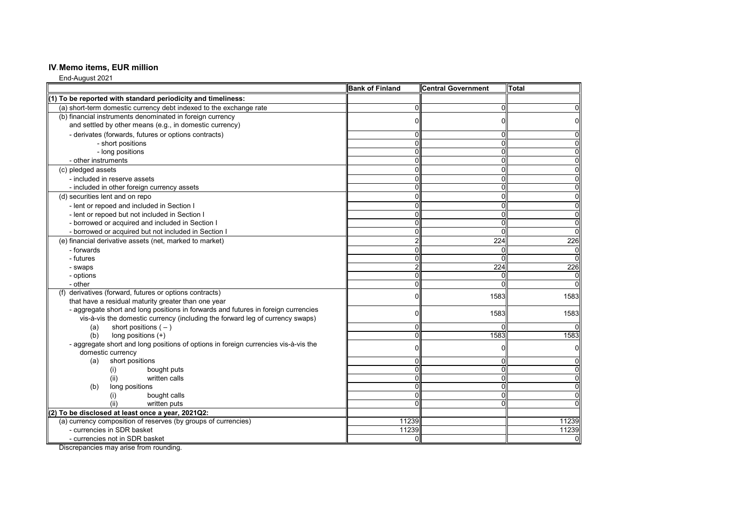## IV. Memo items, EUR million

End-August 2021

| | Bank of Finland | Central Government | Total |
|---|---|---|---|
| **(1) To be reported with standard periodicity and timeliness:** | | | |
| (a) short-term domestic currency debt indexed to the exchange rate | 0 | 0 | 0 |
| (b) financial instruments denominated in foreign currency and settled by other means (e.g., in domestic currency) | 0 | 0 | 0 |
| - derivates (forwards, futures or options contracts) | 0 | 0 | 0 |
| - short positions | 0 | 0 | 0 |
| - long positions | 0 | 0 | 0 |
| - other instruments | 0 | 0 | 0 |
| (c) pledged assets | 0 | 0 | 0 |
| - included in reserve assets | 0 | 0 | 0 |
| - included in other foreign currency assets | 0 | 0 | 0 |
| (d) securities lent and on repo | 0 | 0 | 0 |
| - lent or repoed and included in Section I | 0 | 0 | 0 |
| - lent or repoed but not included in Section I | 0 | 0 | 0 |
| - borrowed or acquired and included in Section I | 0 | 0 | 0 |
| - borrowed or acquired but not included in Section I | 0 | 0 | 0 |
| (e) financial derivative assets (net, marked to market) | 2 | 224 | 226 |
| - forwards | 0 | 0 | 0 |
| - futures | 0 | 0 | 0 |
| - swaps | 2 | 224 | 226 |
| - options | 0 | 0 | 0 |
| - other | 0 | 0 | 0 |
| (f) derivatives (forward, futures or options contracts) that have a residual maturity greater than one year | 0 | 1583 | 1583 |
| - aggregate short and long positions in forwards and futures in foreign currencies vis-à-vis the domestic currency (including the forward leg of currency swaps) | 0 | 1583 | 1583 |
| (a) short positions ( – ) | 0 | 0 | 0 |
| (b) long positions (+) | 0 | 1583 | 1583 |
| - aggregate short and long positions of options in foreign currencies vis-à-vis the domestic currency | 0 | 0 | 0 |
| (a) short positions | 0 | 0 | 0 |
| (i) bought puts | 0 | 0 | 0 |
| (ii) written calls | 0 | 0 | 0 |
| (b) long positions | 0 | 0 | 0 |
| (i) bought calls | 0 | 0 | 0 |
| (ii) written puts | 0 | 0 | 0 |
| **(2) To be disclosed at least once a year, 2021Q2:** | | | |
| (a) currency composition of reserves (by groups of currencies) | 11239 | | 11239 |
| - currencies in SDR basket | 11239 | | 11239 |
| - currencies not in SDR basket | 0 | | 0 |

Discrepancies may arise from rounding.